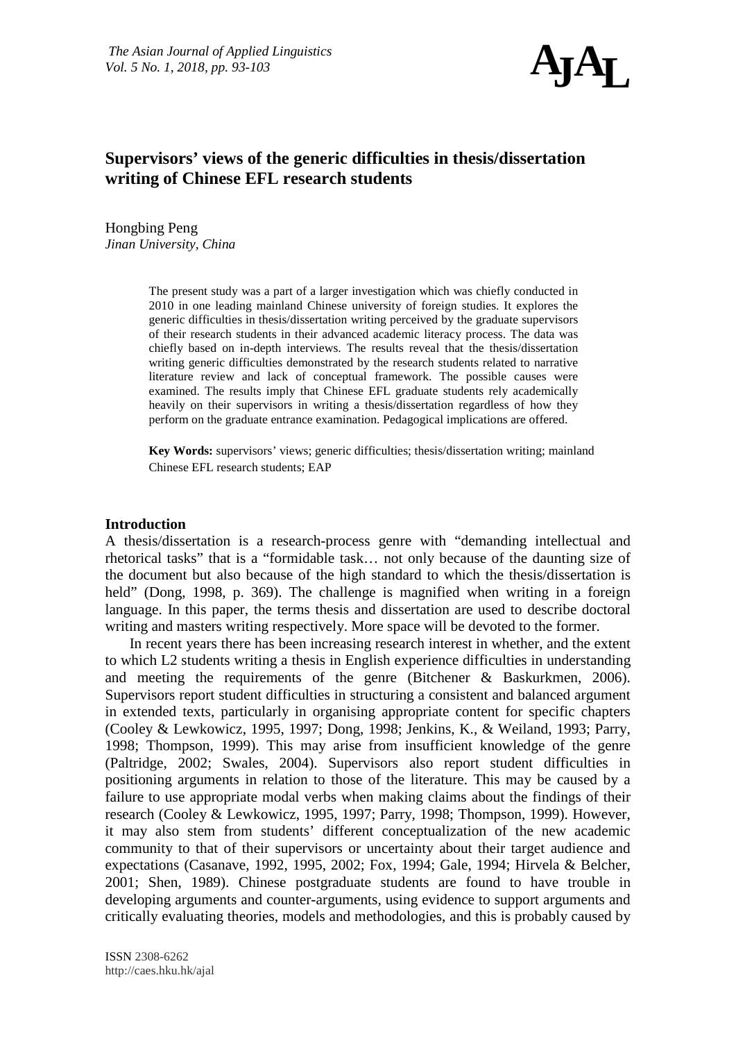# Supervisors' views of the generic difficulties in thesis/dissertation writing of Chinese EFL research students

Hongbing Peng
*Jinan University, China*

The present study was a part of a larger investigation which was chiefly conducted in 2010 in one leading mainland Chinese university of foreign studies. It explores the generic difficulties in thesis/dissertation writing perceived by the graduate supervisors of their research students in their advanced academic literacy process. The data was chiefly based on in-depth interviews. The results reveal that the thesis/dissertation writing generic difficulties demonstrated by the research students related to narrative literature review and lack of conceptual framework. The possible causes were examined. The results imply that Chinese EFL graduate students rely academically heavily on their supervisors in writing a thesis/dissertation regardless of how they perform on the graduate entrance examination. Pedagogical implications are offered.

**Key Words:** supervisors' views; generic difficulties; thesis/dissertation writing; mainland Chinese EFL research students; EAP

## Introduction

A thesis/dissertation is a research-process genre with "demanding intellectual and rhetorical tasks" that is a "formidable task… not only because of the daunting size of the document but also because of the high standard to which the thesis/dissertation is held" (Dong, 1998, p. 369). The challenge is magnified when writing in a foreign language. In this paper, the terms thesis and dissertation are used to describe doctoral writing and masters writing respectively. More space will be devoted to the former.

In recent years there has been increasing research interest in whether, and the extent to which L2 students writing a thesis in English experience difficulties in understanding and meeting the requirements of the genre (Bitchener & Baskurkmen, 2006). Supervisors report student difficulties in structuring a consistent and balanced argument in extended texts, particularly in organising appropriate content for specific chapters (Cooley & Lewkowicz, 1995, 1997; Dong, 1998; Jenkins, K., & Weiland, 1993; Parry, 1998; Thompson, 1999). This may arise from insufficient knowledge of the genre (Paltridge, 2002; Swales, 2004). Supervisors also report student difficulties in positioning arguments in relation to those of the literature. This may be caused by a failure to use appropriate modal verbs when making claims about the findings of their research (Cooley & Lewkowicz, 1995, 1997; Parry, 1998; Thompson, 1999). However, it may also stem from students' different conceptualization of the new academic community to that of their supervisors or uncertainty about their target audience and expectations (Casanave, 1992, 1995, 2002; Fox, 1994; Gale, 1994; Hirvela & Belcher, 2001; Shen, 1989). Chinese postgraduate students are found to have trouble in developing arguments and counter-arguments, using evidence to support arguments and critically evaluating theories, models and methodologies, and this is probably caused by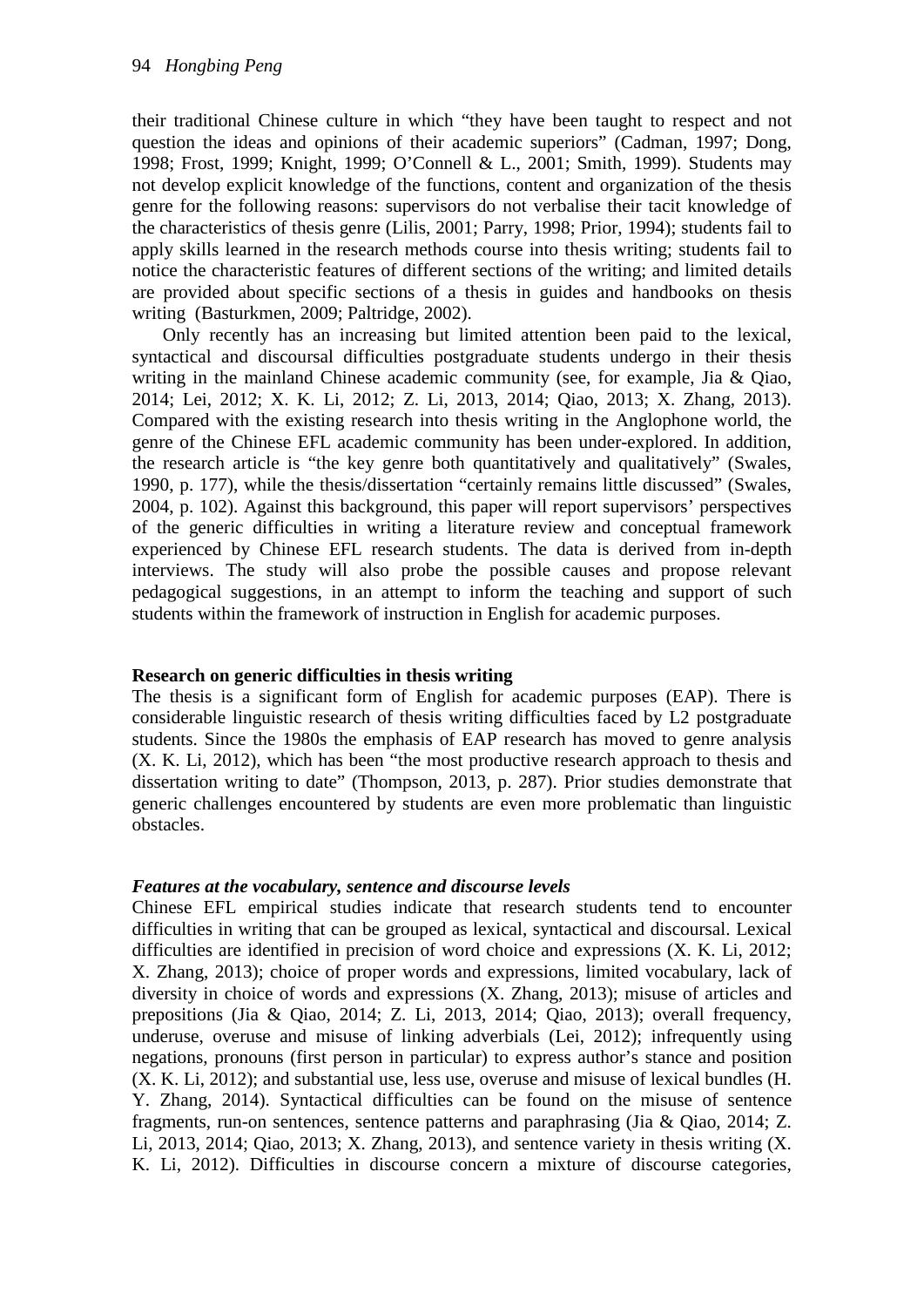their traditional Chinese culture in which "they have been taught to respect and not question the ideas and opinions of their academic superiors" (Cadman, 1997; Dong, 1998; Frost, 1999; Knight, 1999; O'Connell & L., 2001; Smith, 1999). Students may not develop explicit knowledge of the functions, content and organization of the thesis genre for the following reasons: supervisors do not verbalise their tacit knowledge of the characteristics of thesis genre (Lilis, 2001; Parry, 1998; Prior, 1994); students fail to apply skills learned in the research methods course into thesis writing; students fail to notice the characteristic features of different sections of the writing; and limited details are provided about specific sections of a thesis in guides and handbooks on thesis writing (Basturkmen, 2009; Paltridge, 2002).

Only recently has an increasing but limited attention been paid to the lexical, syntactical and discoursal difficulties postgraduate students undergo in their thesis writing in the mainland Chinese academic community (see, for example, Jia & Qiao, 2014; Lei, 2012; X. K. Li, 2012; Z. Li, 2013, 2014; Qiao, 2013; X. Zhang, 2013). Compared with the existing research into thesis writing in the Anglophone world, the genre of the Chinese EFL academic community has been under-explored. In addition, the research article is "the key genre both quantitatively and qualitatively" (Swales, 1990, p. 177), while the thesis/dissertation "certainly remains little discussed" (Swales, 2004, p. 102). Against this background, this paper will report supervisors' perspectives of the generic difficulties in writing a literature review and conceptual framework experienced by Chinese EFL research students. The data is derived from in-depth interviews. The study will also probe the possible causes and propose relevant pedagogical suggestions, in an attempt to inform the teaching and support of such students within the framework of instruction in English for academic purposes.

## Research on generic difficulties in thesis writing

The thesis is a significant form of English for academic purposes (EAP). There is considerable linguistic research of thesis writing difficulties faced by L2 postgraduate students. Since the 1980s the emphasis of EAP research has moved to genre analysis (X. K. Li, 2012), which has been "the most productive research approach to thesis and dissertation writing to date" (Thompson, 2013, p. 287). Prior studies demonstrate that generic challenges encountered by students are even more problematic than linguistic obstacles.

### *Features at the vocabulary, sentence and discourse levels*

Chinese EFL empirical studies indicate that research students tend to encounter difficulties in writing that can be grouped as lexical, syntactical and discoursal. Lexical difficulties are identified in precision of word choice and expressions (X. K. Li, 2012; X. Zhang, 2013); choice of proper words and expressions, limited vocabulary, lack of diversity in choice of words and expressions (X. Zhang, 2013); misuse of articles and prepositions (Jia & Qiao, 2014; Z. Li, 2013, 2014; Qiao, 2013); overall frequency, underuse, overuse and misuse of linking adverbials (Lei, 2012); infrequently using negations, pronouns (first person in particular) to express author's stance and position (X. K. Li, 2012); and substantial use, less use, overuse and misuse of lexical bundles (H. Y. Zhang, 2014). Syntactical difficulties can be found on the misuse of sentence fragments, run-on sentences, sentence patterns and paraphrasing (Jia & Qiao, 2014; Z. Li, 2013, 2014; Qiao, 2013; X. Zhang, 2013), and sentence variety in thesis writing (X. K. Li, 2012). Difficulties in discourse concern a mixture of discourse categories,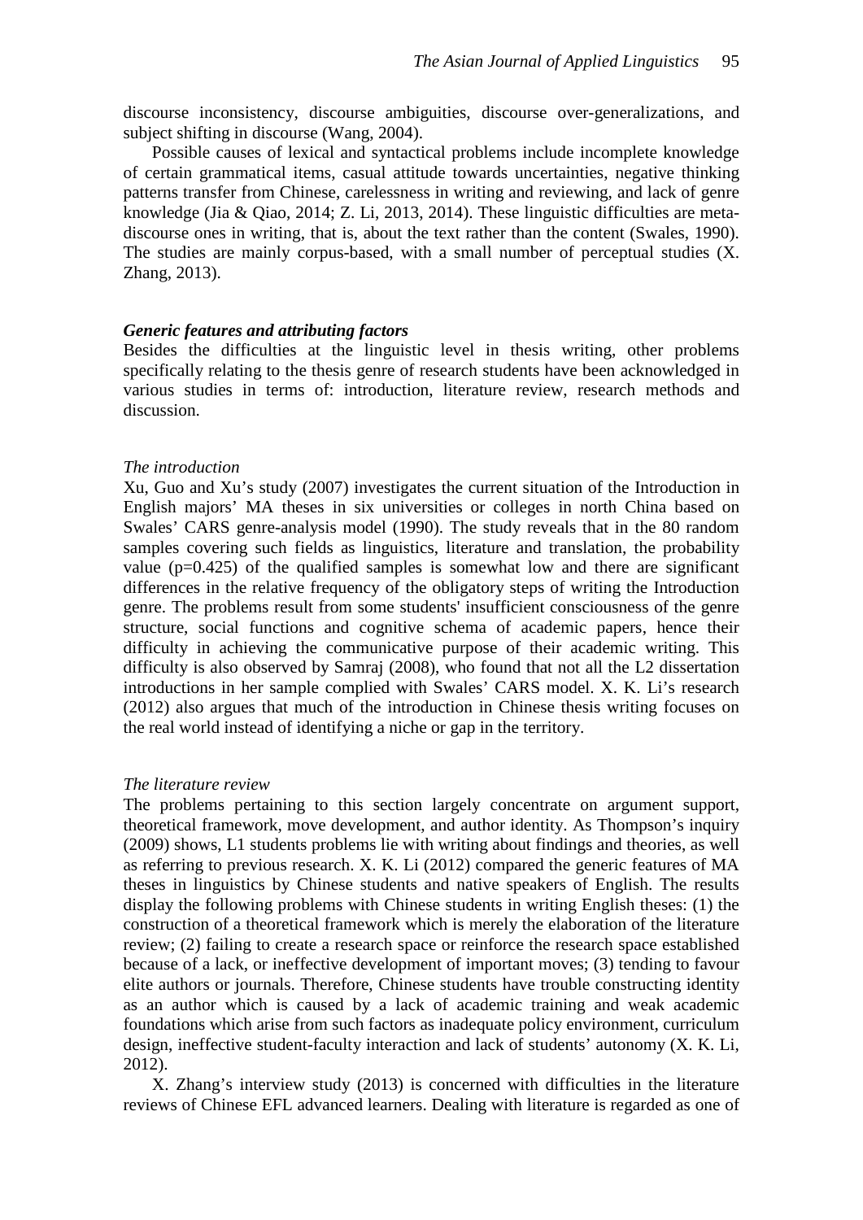discourse inconsistency, discourse ambiguities, discourse over-generalizations, and subject shifting in discourse (Wang, 2004).

Possible causes of lexical and syntactical problems include incomplete knowledge of certain grammatical items, casual attitude towards uncertainties, negative thinking patterns transfer from Chinese, carelessness in writing and reviewing, and lack of genre knowledge (Jia & Qiao, 2014; Z. Li, 2013, 2014). These linguistic difficulties are meta-discourse ones in writing, that is, about the text rather than the content (Swales, 1990). The studies are mainly corpus-based, with a small number of perceptual studies (X. Zhang, 2013).

### ***Generic features and attributing factors***

Besides the difficulties at the linguistic level in thesis writing, other problems specifically relating to the thesis genre of research students have been acknowledged in various studies in terms of: introduction, literature review, research methods and discussion.

#### *The introduction*

Xu, Guo and Xu's study (2007) investigates the current situation of the Introduction in English majors' MA theses in six universities or colleges in north China based on Swales' CARS genre-analysis model (1990). The study reveals that in the 80 random samples covering such fields as linguistics, literature and translation, the probability value ($p=0.425$) of the qualified samples is somewhat low and there are significant differences in the relative frequency of the obligatory steps of writing the Introduction genre. The problems result from some students' insufficient consciousness of the genre structure, social functions and cognitive schema of academic papers, hence their difficulty in achieving the communicative purpose of their academic writing. This difficulty is also observed by Samraj (2008), who found that not all the L2 dissertation introductions in her sample complied with Swales' CARS model. X. K. Li's research (2012) also argues that much of the introduction in Chinese thesis writing focuses on the real world instead of identifying a niche or gap in the territory.

#### *The literature review*

The problems pertaining to this section largely concentrate on argument support, theoretical framework, move development, and author identity. As Thompson's inquiry (2009) shows, L1 students problems lie with writing about findings and theories, as well as referring to previous research. X. K. Li (2012) compared the generic features of MA theses in linguistics by Chinese students and native speakers of English. The results display the following problems with Chinese students in writing English theses: (1) the construction of a theoretical framework which is merely the elaboration of the literature review; (2) failing to create a research space or reinforce the research space established because of a lack, or ineffective development of important moves; (3) tending to favour elite authors or journals. Therefore, Chinese students have trouble constructing identity as an author which is caused by a lack of academic training and weak academic foundations which arise from such factors as inadequate policy environment, curriculum design, ineffective student-faculty interaction and lack of students' autonomy (X. K. Li, 2012).

X. Zhang's interview study (2013) is concerned with difficulties in the literature reviews of Chinese EFL advanced learners. Dealing with literature is regarded as one of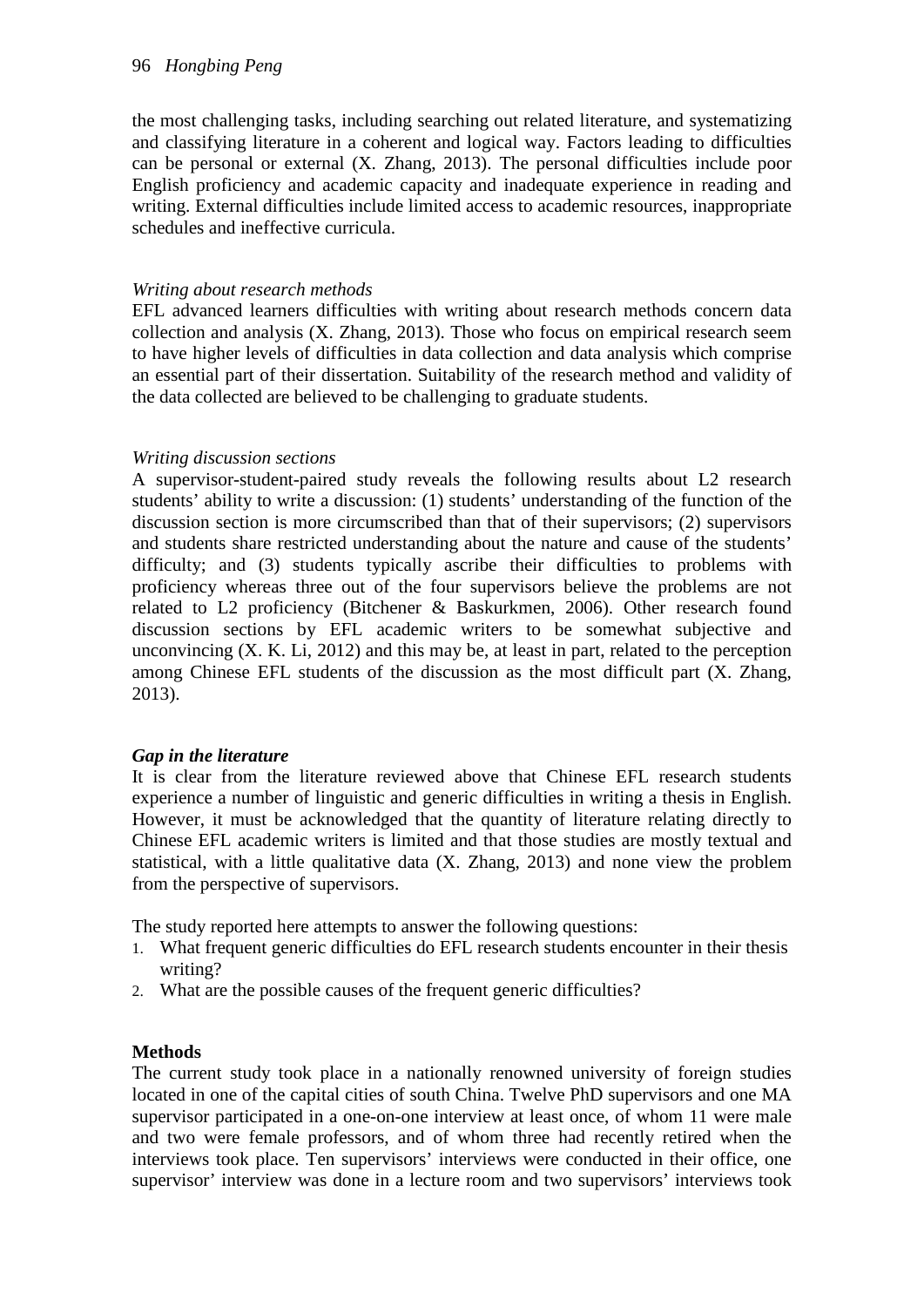the most challenging tasks, including searching out related literature, and systematizing and classifying literature in a coherent and logical way. Factors leading to difficulties can be personal or external (X. Zhang, 2013). The personal difficulties include poor English proficiency and academic capacity and inadequate experience in reading and writing. External difficulties include limited access to academic resources, inappropriate schedules and ineffective curricula.

*Writing about research methods*

EFL advanced learners difficulties with writing about research methods concern data collection and analysis (X. Zhang, 2013). Those who focus on empirical research seem to have higher levels of difficulties in data collection and data analysis which comprise an essential part of their dissertation. Suitability of the research method and validity of the data collected are believed to be challenging to graduate students.

*Writing discussion sections*

A supervisor-student-paired study reveals the following results about L2 research students' ability to write a discussion: (1) students' understanding of the function of the discussion section is more circumscribed than that of their supervisors; (2) supervisors and students share restricted understanding about the nature and cause of the students' difficulty; and (3) students typically ascribe their difficulties to problems with proficiency whereas three out of the four supervisors believe the problems are not related to L2 proficiency (Bitchener & Baskurkmen, 2006). Other research found discussion sections by EFL academic writers to be somewhat subjective and unconvincing (X. K. Li, 2012) and this may be, at least in part, related to the perception among Chinese EFL students of the discussion as the most difficult part (X. Zhang, 2013).

***Gap in the literature***

It is clear from the literature reviewed above that Chinese EFL research students experience a number of linguistic and generic difficulties in writing a thesis in English. However, it must be acknowledged that the quantity of literature relating directly to Chinese EFL academic writers is limited and that those studies are mostly textual and statistical, with a little qualitative data (X. Zhang, 2013) and none view the problem from the perspective of supervisors.

The study reported here attempts to answer the following questions:

1. What frequent generic difficulties do EFL research students encounter in their thesis writing?
2. What are the possible causes of the frequent generic difficulties?

**Methods**

The current study took place in a nationally renowned university of foreign studies located in one of the capital cities of south China. Twelve PhD supervisors and one MA supervisor participated in a one-on-one interview at least once, of whom 11 were male and two were female professors, and of whom three had recently retired when the interviews took place. Ten supervisors' interviews were conducted in their office, one supervisor' interview was done in a lecture room and two supervisors' interviews took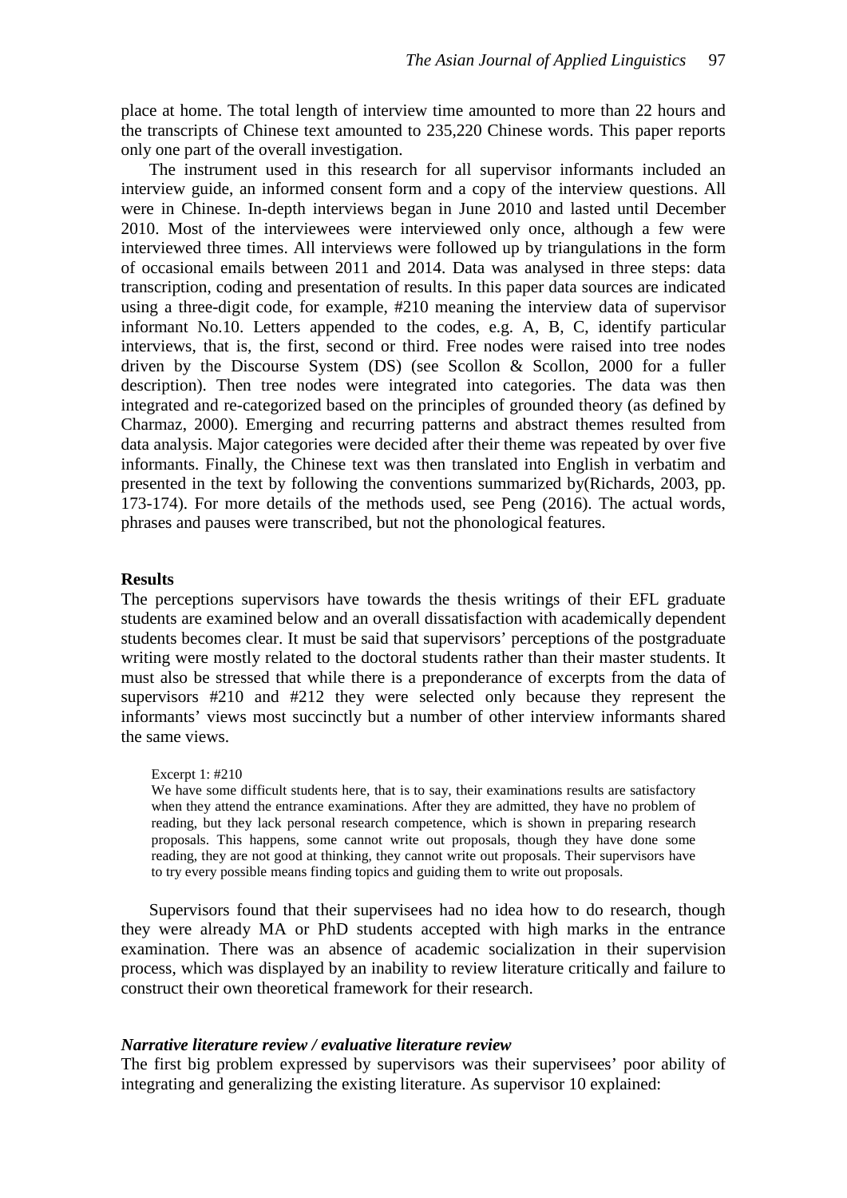place at home. The total length of interview time amounted to more than 22 hours and the transcripts of Chinese text amounted to 235,220 Chinese words. This paper reports only one part of the overall investigation.

The instrument used in this research for all supervisor informants included an interview guide, an informed consent form and a copy of the interview questions. All were in Chinese. In-depth interviews began in June 2010 and lasted until December 2010. Most of the interviewees were interviewed only once, although a few were interviewed three times. All interviews were followed up by triangulations in the form of occasional emails between 2011 and 2014. Data was analysed in three steps: data transcription, coding and presentation of results. In this paper data sources are indicated using a three-digit code, for example, #210 meaning the interview data of supervisor informant No.10. Letters appended to the codes, e.g. A, B, C, identify particular interviews, that is, the first, second or third. Free nodes were raised into tree nodes driven by the Discourse System (DS) (see Scollon & Scollon, 2000 for a fuller description). Then tree nodes were integrated into categories. The data was then integrated and re-categorized based on the principles of grounded theory (as defined by Charmaz, 2000). Emerging and recurring patterns and abstract themes resulted from data analysis. Major categories were decided after their theme was repeated by over five informants. Finally, the Chinese text was then translated into English in verbatim and presented in the text by following the conventions summarized by(Richards, 2003, pp. 173-174). For more details of the methods used, see Peng (2016). The actual words, phrases and pauses were transcribed, but not the phonological features.

## Results

The perceptions supervisors have towards the thesis writings of their EFL graduate students are examined below and an overall dissatisfaction with academically dependent students becomes clear. It must be said that supervisors' perceptions of the postgraduate writing were mostly related to the doctoral students rather than their master students. It must also be stressed that while there is a preponderance of excerpts from the data of supervisors #210 and #212 they were selected only because they represent the informants' views most succinctly but a number of other interview informants shared the same views.

> Excerpt 1: #210
>
> We have some difficult students here, that is to say, their examinations results are satisfactory when they attend the entrance examinations. After they are admitted, they have no problem of reading, but they lack personal research competence, which is shown in preparing research proposals. This happens, some cannot write out proposals, though they have done some reading, they are not good at thinking, they cannot write out proposals. Their supervisors have to try every possible means finding topics and guiding them to write out proposals.

Supervisors found that their supervisees had no idea how to do research, though they were already MA or PhD students accepted with high marks in the entrance examination. There was an absence of academic socialization in their supervision process, which was displayed by an inability to review literature critically and failure to construct their own theoretical framework for their research.

### *Narrative literature review / evaluative literature review*

The first big problem expressed by supervisors was their supervisees' poor ability of integrating and generalizing the existing literature. As supervisor 10 explained: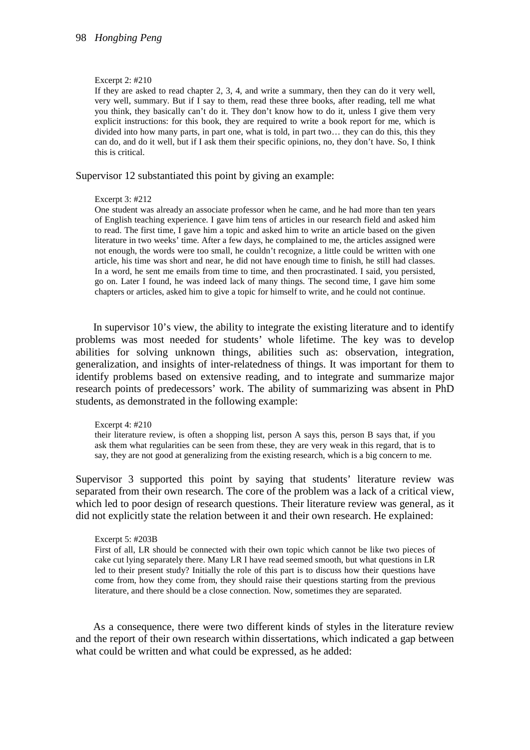Excerpt 2: #210

> If they are asked to read chapter 2, 3, 4, and write a summary, then they can do it very well, very well, summary. But if I say to them, read these three books, after reading, tell me what you think, they basically can't do it. They don't know how to do it, unless I give them very explicit instructions: for this book, they are required to write a book report for me, which is divided into how many parts, in part one, what is told, in part two… they can do this, this they can do, and do it well, but if I ask them their specific opinions, no, they don't have. So, I think this is critical.

Supervisor 12 substantiated this point by giving an example:

Excerpt 3: #212

> One student was already an associate professor when he came, and he had more than ten years of English teaching experience. I gave him tens of articles in our research field and asked him to read. The first time, I gave him a topic and asked him to write an article based on the given literature in two weeks' time. After a few days, he complained to me, the articles assigned were not enough, the words were too small, he couldn't recognize, a little could be written with one article, his time was short and near, he did not have enough time to finish, he still had classes. In a word, he sent me emails from time to time, and then procrastinated. I said, you persisted, go on. Later I found, he was indeed lack of many things. The second time, I gave him some chapters or articles, asked him to give a topic for himself to write, and he could not continue.

In supervisor 10's view, the ability to integrate the existing literature and to identify problems was most needed for students' whole lifetime. The key was to develop abilities for solving unknown things, abilities such as: observation, integration, generalization, and insights of inter-relatedness of things. It was important for them to identify problems based on extensive reading, and to integrate and summarize major research points of predecessors' work. The ability of summarizing was absent in PhD students, as demonstrated in the following example:

Excerpt 4: #210

> their literature review, is often a shopping list, person A says this, person B says that, if you ask them what regularities can be seen from these, they are very weak in this regard, that is to say, they are not good at generalizing from the existing research, which is a big concern to me.

Supervisor 3 supported this point by saying that students' literature review was separated from their own research. The core of the problem was a lack of a critical view, which led to poor design of research questions. Their literature review was general, as it did not explicitly state the relation between it and their own research. He explained:

Excerpt 5: #203B

> First of all, LR should be connected with their own topic which cannot be like two pieces of cake cut lying separately there. Many LR I have read seemed smooth, but what questions in LR led to their present study? Initially the role of this part is to discuss how their questions have come from, how they come from, they should raise their questions starting from the previous literature, and there should be a close connection. Now, sometimes they are separated.

As a consequence, there were two different kinds of styles in the literature review and the report of their own research within dissertations, which indicated a gap between what could be written and what could be expressed, as he added: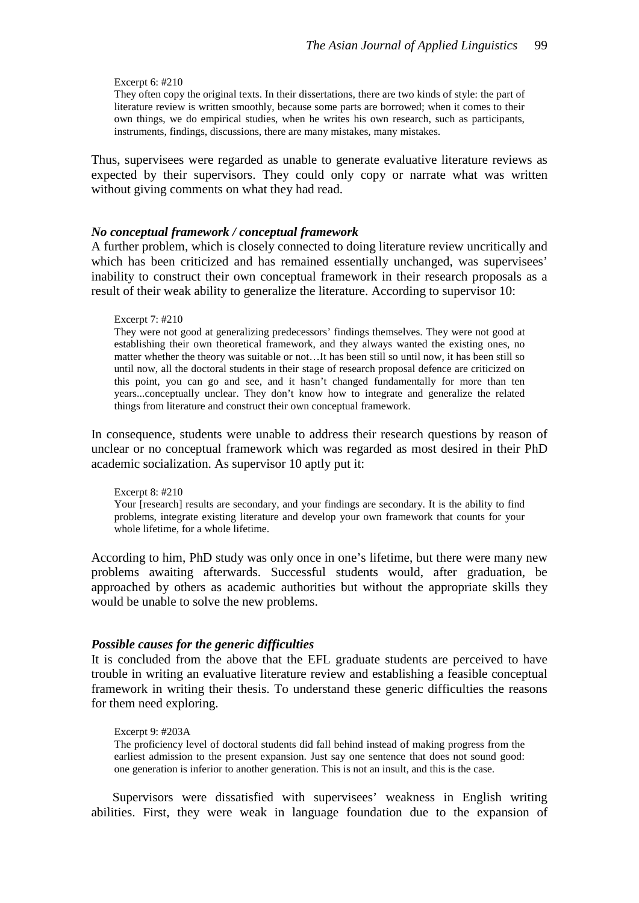Excerpt 6: #210

They often copy the original texts. In their dissertations, there are two kinds of style: the part of literature review is written smoothly, because some parts are borrowed; when it comes to their own things, we do empirical studies, when he writes his own research, such as participants, instruments, findings, discussions, there are many mistakes, many mistakes.

Thus, supervisees were regarded as unable to generate evaluative literature reviews as expected by their supervisors. They could only copy or narrate what was written without giving comments on what they had read.

### *No conceptual framework / conceptual framework*

A further problem, which is closely connected to doing literature review uncritically and which has been criticized and has remained essentially unchanged, was supervisees' inability to construct their own conceptual framework in their research proposals as a result of their weak ability to generalize the literature. According to supervisor 10:

Excerpt 7: #210

They were not good at generalizing predecessors' findings themselves. They were not good at establishing their own theoretical framework, and they always wanted the existing ones, no matter whether the theory was suitable or not…It has been still so until now, it has been still so until now, all the doctoral students in their stage of research proposal defence are criticized on this point, you can go and see, and it hasn't changed fundamentally for more than ten years...conceptually unclear. They don't know how to integrate and generalize the related things from literature and construct their own conceptual framework.

In consequence, students were unable to address their research questions by reason of unclear or no conceptual framework which was regarded as most desired in their PhD academic socialization. As supervisor 10 aptly put it:

Excerpt 8: #210

Your [research] results are secondary, and your findings are secondary. It is the ability to find problems, integrate existing literature and develop your own framework that counts for your whole lifetime, for a whole lifetime.

According to him, PhD study was only once in one's lifetime, but there were many new problems awaiting afterwards. Successful students would, after graduation, be approached by others as academic authorities but without the appropriate skills they would be unable to solve the new problems.

### *Possible causes for the generic difficulties*

It is concluded from the above that the EFL graduate students are perceived to have trouble in writing an evaluative literature review and establishing a feasible conceptual framework in writing their thesis. To understand these generic difficulties the reasons for them need exploring.

Excerpt 9: #203A

The proficiency level of doctoral students did fall behind instead of making progress from the earliest admission to the present expansion. Just say one sentence that does not sound good: one generation is inferior to another generation. This is not an insult, and this is the case.

Supervisors were dissatisfied with supervisees' weakness in English writing abilities. First, they were weak in language foundation due to the expansion of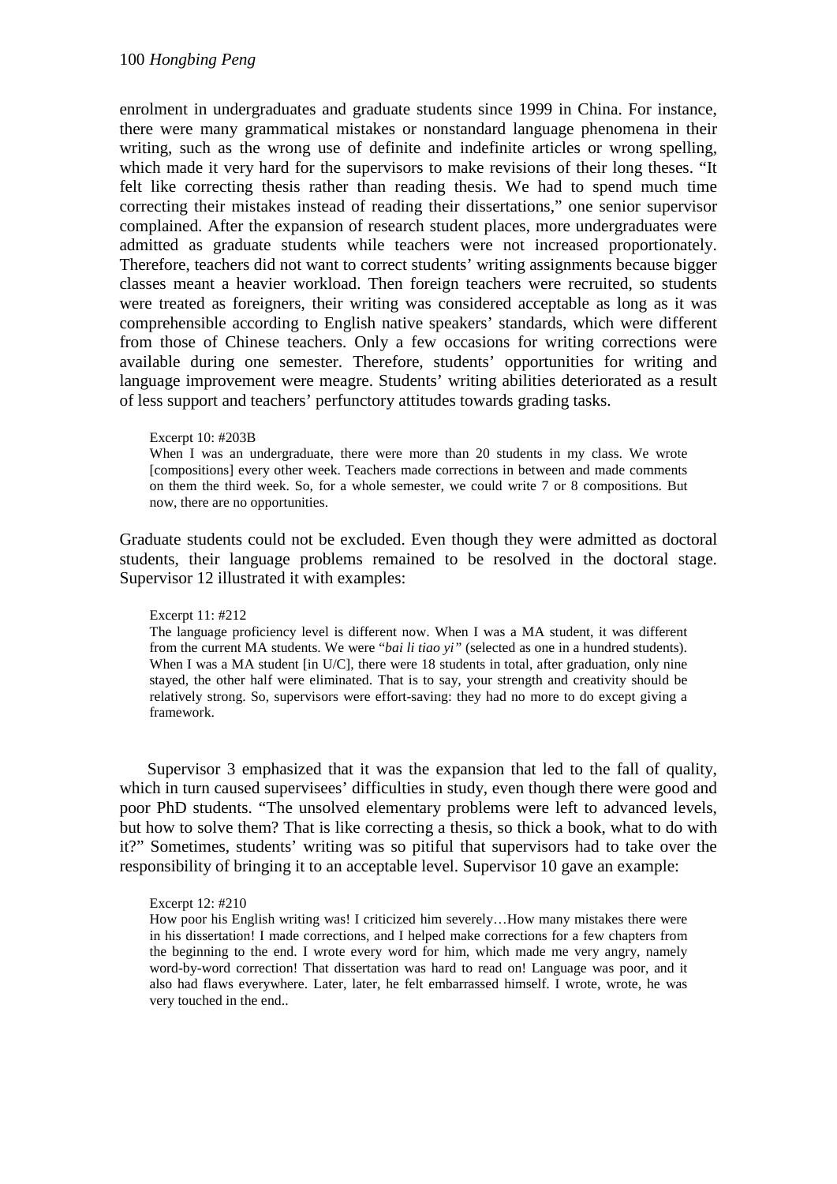enrolment in undergraduates and graduate students since 1999 in China. For instance, there were many grammatical mistakes or nonstandard language phenomena in their writing, such as the wrong use of definite and indefinite articles or wrong spelling, which made it very hard for the supervisors to make revisions of their long theses. "It felt like correcting thesis rather than reading thesis. We had to spend much time correcting their mistakes instead of reading their dissertations," one senior supervisor complained. After the expansion of research student places, more undergraduates were admitted as graduate students while teachers were not increased proportionately. Therefore, teachers did not want to correct students' writing assignments because bigger classes meant a heavier workload. Then foreign teachers were recruited, so students were treated as foreigners, their writing was considered acceptable as long as it was comprehensible according to English native speakers' standards, which were different from those of Chinese teachers. Only a few occasions for writing corrections were available during one semester. Therefore, students' opportunities for writing and language improvement were meagre. Students' writing abilities deteriorated as a result of less support and teachers' perfunctory attitudes towards grading tasks.

> Excerpt 10: #203B
>
> When I was an undergraduate, there were more than 20 students in my class. We wrote [compositions] every other week. Teachers made corrections in between and made comments on them the third week. So, for a whole semester, we could write 7 or 8 compositions. But now, there are no opportunities.

Graduate students could not be excluded. Even though they were admitted as doctoral students, their language problems remained to be resolved in the doctoral stage. Supervisor 12 illustrated it with examples:

> Excerpt 11: #212
>
> The language proficiency level is different now. When I was a MA student, it was different from the current MA students. We were "*bai li tiao yi"* (selected as one in a hundred students). When I was a MA student [in U/C], there were 18 students in total, after graduation, only nine stayed, the other half were eliminated. That is to say, your strength and creativity should be relatively strong. So, supervisors were effort-saving: they had no more to do except giving a framework.

Supervisor 3 emphasized that it was the expansion that led to the fall of quality, which in turn caused supervisees' difficulties in study, even though there were good and poor PhD students. "The unsolved elementary problems were left to advanced levels, but how to solve them? That is like correcting a thesis, so thick a book, what to do with it?" Sometimes, students' writing was so pitiful that supervisors had to take over the responsibility of bringing it to an acceptable level. Supervisor 10 gave an example:

> Excerpt 12: #210
>
> How poor his English writing was! I criticized him severely…How many mistakes there were in his dissertation! I made corrections, and I helped make corrections for a few chapters from the beginning to the end. I wrote every word for him, which made me very angry, namely word-by-word correction! That dissertation was hard to read on! Language was poor, and it also had flaws everywhere. Later, later, he felt embarrassed himself. I wrote, wrote, he was very touched in the end..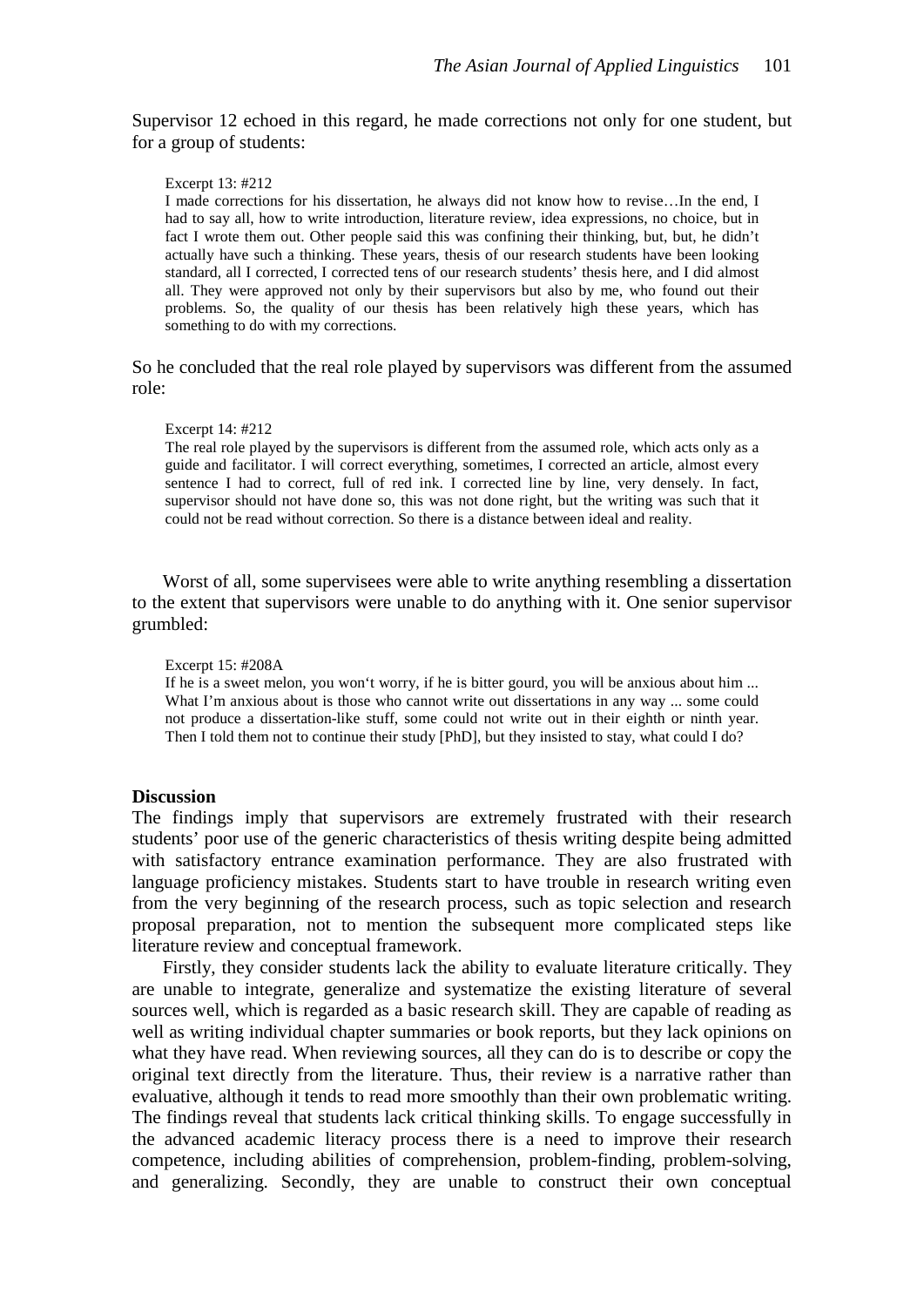Supervisor 12 echoed in this regard, he made corrections not only for one student, but for a group of students:

> Excerpt 13: #212
> I made corrections for his dissertation, he always did not know how to revise…In the end, I had to say all, how to write introduction, literature review, idea expressions, no choice, but in fact I wrote them out. Other people said this was confining their thinking, but, but, he didn't actually have such a thinking. These years, thesis of our research students have been looking standard, all I corrected, I corrected tens of our research students' thesis here, and I did almost all. They were approved not only by their supervisors but also by me, who found out their problems. So, the quality of our thesis has been relatively high these years, which has something to do with my corrections.

So he concluded that the real role played by supervisors was different from the assumed role:

> Excerpt 14: #212
> The real role played by the supervisors is different from the assumed role, which acts only as a guide and facilitator. I will correct everything, sometimes, I corrected an article, almost every sentence I had to correct, full of red ink. I corrected line by line, very densely. In fact, supervisor should not have done so, this was not done right, but the writing was such that it could not be read without correction. So there is a distance between ideal and reality.

Worst of all, some supervisees were able to write anything resembling a dissertation to the extent that supervisors were unable to do anything with it. One senior supervisor grumbled:

> Excerpt 15: #208A
> If he is a sweet melon, you won't worry, if he is bitter gourd, you will be anxious about him ... What I'm anxious about is those who cannot write out dissertations in any way ... some could not produce a dissertation-like stuff, some could not write out in their eighth or ninth year. Then I told them not to continue their study [PhD], but they insisted to stay, what could I do?

**Discussion**

The findings imply that supervisors are extremely frustrated with their research students' poor use of the generic characteristics of thesis writing despite being admitted with satisfactory entrance examination performance. They are also frustrated with language proficiency mistakes. Students start to have trouble in research writing even from the very beginning of the research process, such as topic selection and research proposal preparation, not to mention the subsequent more complicated steps like literature review and conceptual framework.

Firstly, they consider students lack the ability to evaluate literature critically. They are unable to integrate, generalize and systematize the existing literature of several sources well, which is regarded as a basic research skill. They are capable of reading as well as writing individual chapter summaries or book reports, but they lack opinions on what they have read. When reviewing sources, all they can do is to describe or copy the original text directly from the literature. Thus, their review is a narrative rather than evaluative, although it tends to read more smoothly than their own problematic writing. The findings reveal that students lack critical thinking skills. To engage successfully in the advanced academic literacy process there is a need to improve their research competence, including abilities of comprehension, problem-finding, problem-solving, and generalizing. Secondly, they are unable to construct their own conceptual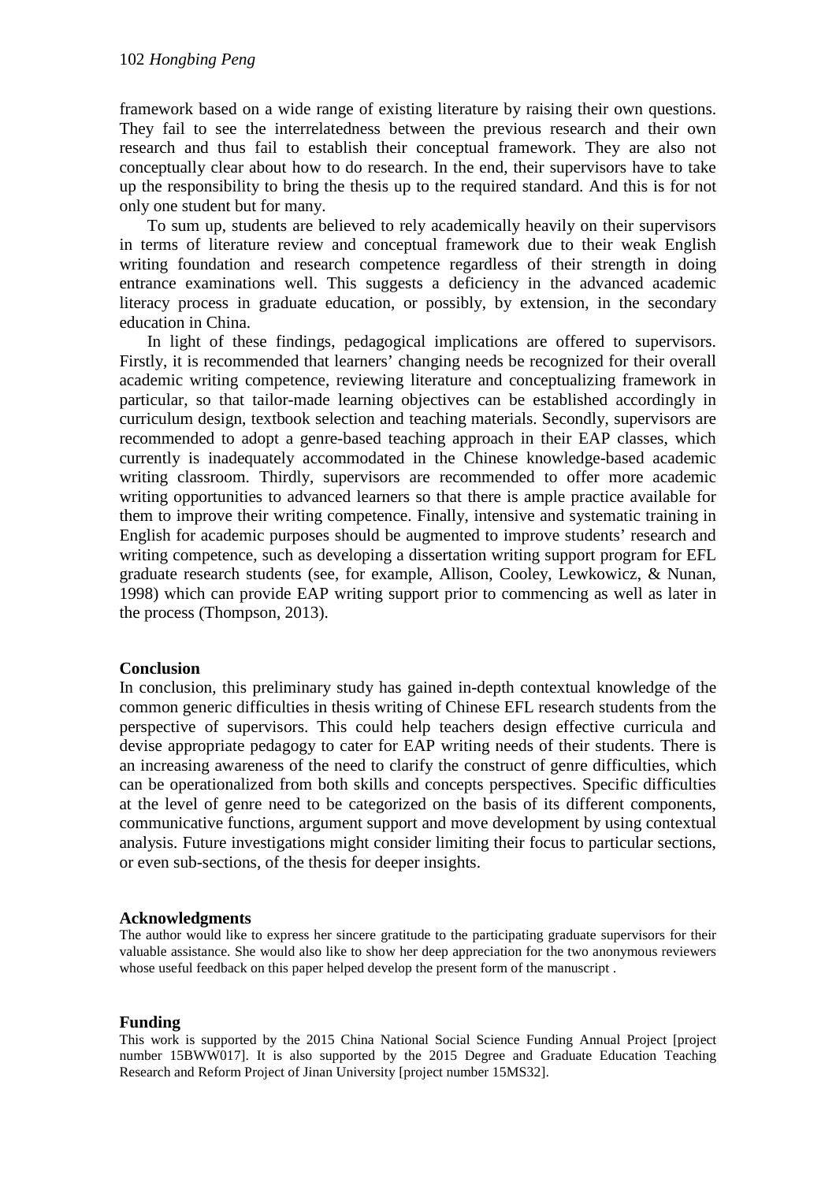framework based on a wide range of existing literature by raising their own questions. They fail to see the interrelatedness between the previous research and their own research and thus fail to establish their conceptual framework. They are also not conceptually clear about how to do research. In the end, their supervisors have to take up the responsibility to bring the thesis up to the required standard. And this is for not only one student but for many.

To sum up, students are believed to rely academically heavily on their supervisors in terms of literature review and conceptual framework due to their weak English writing foundation and research competence regardless of their strength in doing entrance examinations well. This suggests a deficiency in the advanced academic literacy process in graduate education, or possibly, by extension, in the secondary education in China.

In light of these findings, pedagogical implications are offered to supervisors. Firstly, it is recommended that learners' changing needs be recognized for their overall academic writing competence, reviewing literature and conceptualizing framework in particular, so that tailor-made learning objectives can be established accordingly in curriculum design, textbook selection and teaching materials. Secondly, supervisors are recommended to adopt a genre-based teaching approach in their EAP classes, which currently is inadequately accommodated in the Chinese knowledge-based academic writing classroom. Thirdly, supervisors are recommended to offer more academic writing opportunities to advanced learners so that there is ample practice available for them to improve their writing competence. Finally, intensive and systematic training in English for academic purposes should be augmented to improve students' research and writing competence, such as developing a dissertation writing support program for EFL graduate research students (see, for example, Allison, Cooley, Lewkowicz, & Nunan, 1998) which can provide EAP writing support prior to commencing as well as later in the process (Thompson, 2013).

## Conclusion

In conclusion, this preliminary study has gained in-depth contextual knowledge of the common generic difficulties in thesis writing of Chinese EFL research students from the perspective of supervisors. This could help teachers design effective curricula and devise appropriate pedagogy to cater for EAP writing needs of their students. There is an increasing awareness of the need to clarify the construct of genre difficulties, which can be operationalized from both skills and concepts perspectives. Specific difficulties at the level of genre need to be categorized on the basis of its different components, communicative functions, argument support and move development by using contextual analysis. Future investigations might consider limiting their focus to particular sections, or even sub-sections, of the thesis for deeper insights.

## Acknowledgments

The author would like to express her sincere gratitude to the participating graduate supervisors for their valuable assistance. She would also like to show her deep appreciation for the two anonymous reviewers whose useful feedback on this paper helped develop the present form of the manuscript .

## Funding

This work is supported by the 2015 China National Social Science Funding Annual Project [project number 15BWW017]. It is also supported by the 2015 Degree and Graduate Education Teaching Research and Reform Project of Jinan University [project number 15MS32].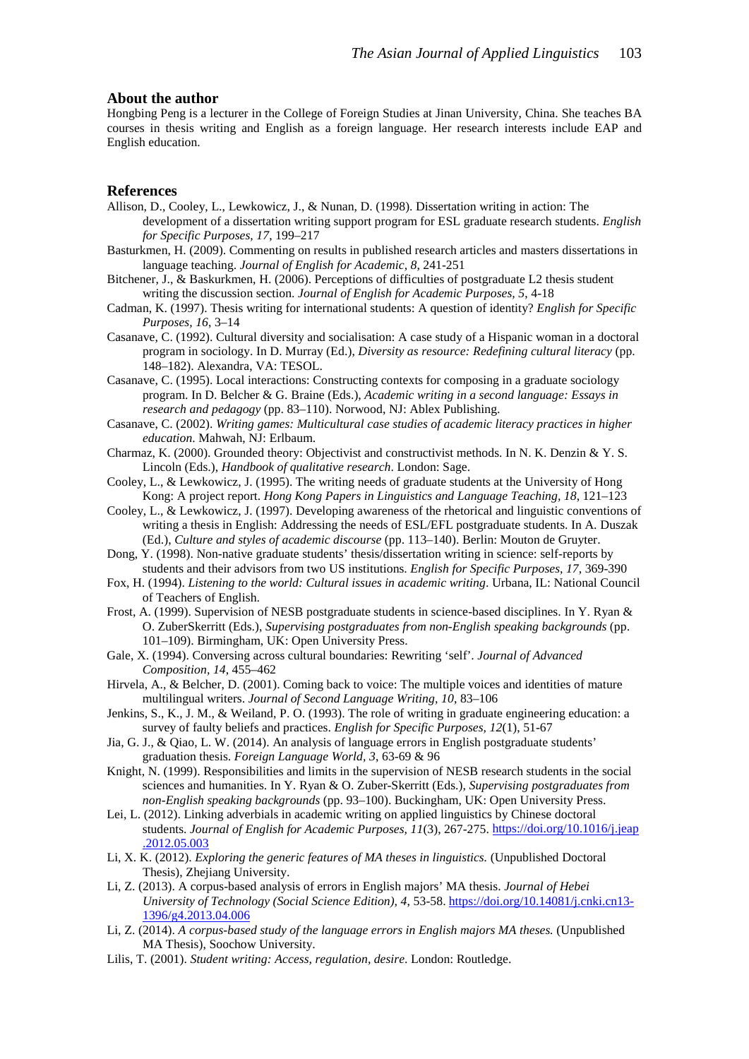## About the author

Hongbing Peng is a lecturer in the College of Foreign Studies at Jinan University, China. She teaches BA courses in thesis writing and English as a foreign language. Her research interests include EAP and English education.

## References

Allison, D., Cooley, L., Lewkowicz, J., & Nunan, D. (1998). Dissertation writing in action: The development of a dissertation writing support program for ESL graduate research students. *English for Specific Purposes, 17*, 199–217

Basturkmen, H. (2009). Commenting on results in published research articles and masters dissertations in language teaching. *Journal of English for Academic, 8*, 241-251

Bitchener, J., & Baskurkmen, H. (2006). Perceptions of difficulties of postgraduate L2 thesis student writing the discussion section. *Journal of English for Academic Purposes, 5*, 4-18

Cadman, K. (1997). Thesis writing for international students: A question of identity? *English for Specific Purposes, 16*, 3–14

Casanave, C. (1992). Cultural diversity and socialisation: A case study of a Hispanic woman in a doctoral program in sociology. In D. Murray (Ed.), *Diversity as resource: Redefining cultural literacy* (pp. 148–182). Alexandra, VA: TESOL.

Casanave, C. (1995). Local interactions: Constructing contexts for composing in a graduate sociology program. In D. Belcher & G. Braine (Eds.), *Academic writing in a second language: Essays in research and pedagogy* (pp. 83–110). Norwood, NJ: Ablex Publishing.

Casanave, C. (2002). *Writing games: Multicultural case studies of academic literacy practices in higher education*. Mahwah, NJ: Erlbaum.

Charmaz, K. (2000). Grounded theory: Objectivist and constructivist methods. In N. K. Denzin & Y. S. Lincoln (Eds.), *Handbook of qualitative research*. London: Sage.

Cooley, L., & Lewkowicz, J. (1995). The writing needs of graduate students at the University of Hong Kong: A project report. *Hong Kong Papers in Linguistics and Language Teaching, 18*, 121–123

Cooley, L., & Lewkowicz, J. (1997). Developing awareness of the rhetorical and linguistic conventions of writing a thesis in English: Addressing the needs of ESL/EFL postgraduate students. In A. Duszak (Ed.), *Culture and styles of academic discourse* (pp. 113–140). Berlin: Mouton de Gruyter.

Dong, Y. (1998). Non-native graduate students' thesis/dissertation writing in science: self-reports by students and their advisors from two US institutions. *English for Specific Purposes, 17*, 369-390

Fox, H. (1994). *Listening to the world: Cultural issues in academic writing*. Urbana, IL: National Council of Teachers of English.

Frost, A. (1999). Supervision of NESB postgraduate students in science-based disciplines. In Y. Ryan & O. ZuberSkerritt (Eds.), *Supervising postgraduates from non-English speaking backgrounds* (pp. 101–109). Birmingham, UK: Open University Press.

Gale, X. (1994). Conversing across cultural boundaries: Rewriting 'self'. *Journal of Advanced Composition, 14*, 455–462

Hirvela, A., & Belcher, D. (2001). Coming back to voice: The multiple voices and identities of mature multilingual writers. *Journal of Second Language Writing, 10*, 83–106

Jenkins, S., K., J. M., & Weiland, P. O. (1993). The role of writing in graduate engineering education: a survey of faulty beliefs and practices. *English for Specific Purposes, 12*(1), 51-67

Jia, G. J., & Qiao, L. W. (2014). An analysis of language errors in English postgraduate students' graduation thesis. *Foreign Language World, 3*, 63-69 & 96

Knight, N. (1999). Responsibilities and limits in the supervision of NESB research students in the social sciences and humanities. In Y. Ryan & O. Zuber-Skerritt (Eds.), *Supervising postgraduates from non-English speaking backgrounds* (pp. 93–100). Buckingham, UK: Open University Press.

Lei, L. (2012). Linking adverbials in academic writing on applied linguistics by Chinese doctoral students. *Journal of English for Academic Purposes, 11*(3), 267-275. https://doi.org/10.1016/j.jeap.2012.05.003

Li, X. K. (2012). *Exploring the generic features of MA theses in linguistics.* (Unpublished Doctoral Thesis), Zhejiang University.

Li, Z. (2013). A corpus-based analysis of errors in English majors' MA thesis. *Journal of Hebei University of Technology (Social Science Edition), 4*, 53-58. https://doi.org/10.14081/j.cnki.cn13-1396/g4.2013.04.006

Li, Z. (2014). *A corpus-based study of the language errors in English majors MA theses.* (Unpublished MA Thesis), Soochow University.

Lilis, T. (2001). *Student writing: Access, regulation, desire.* London: Routledge.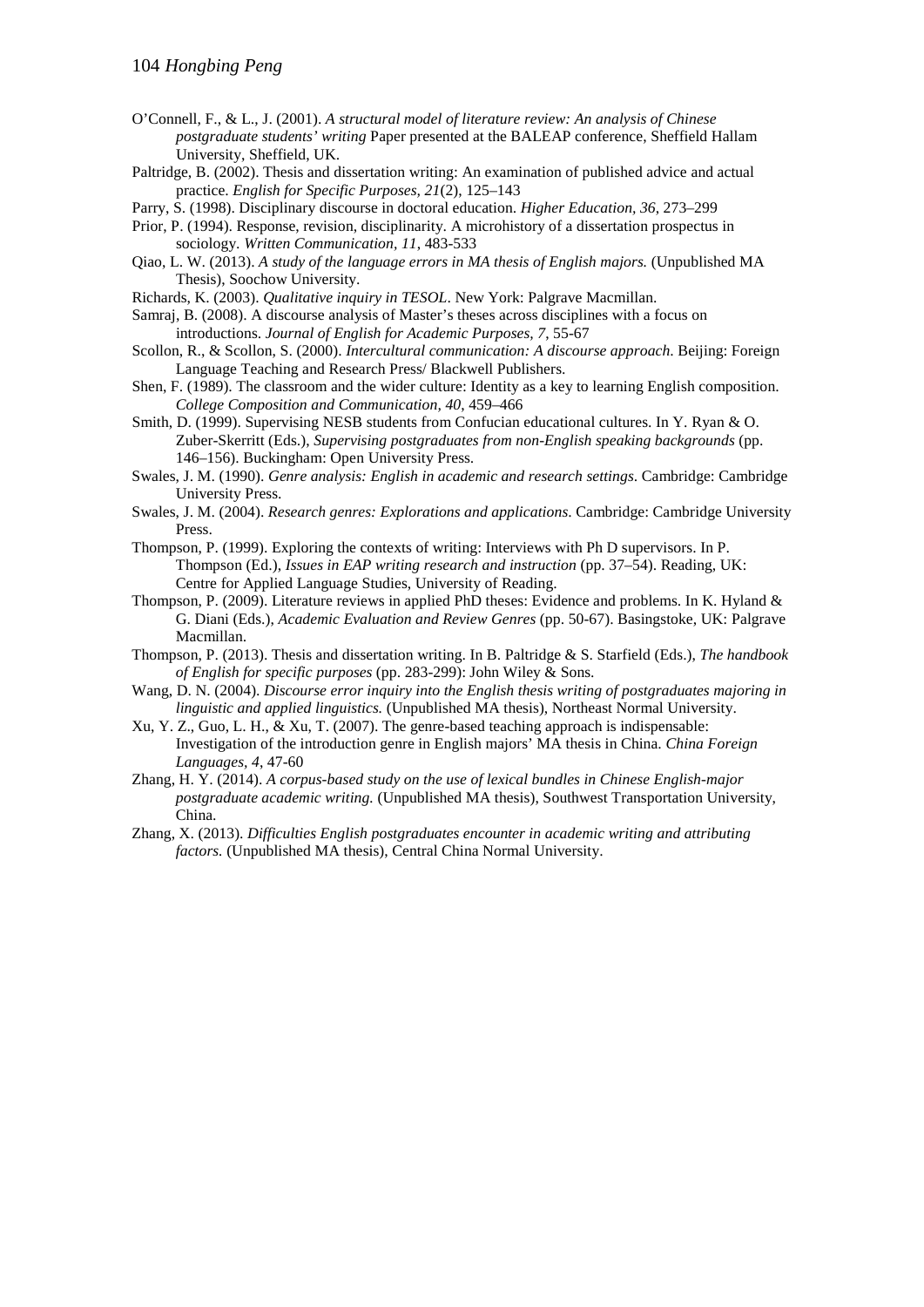O'Connell, F., & L., J. (2001). *A structural model of literature review: An analysis of Chinese postgraduate students' writing* Paper presented at the BALEAP conference, Sheffield Hallam University, Sheffield, UK.

Paltridge, B. (2002). Thesis and dissertation writing: An examination of published advice and actual practice. *English for Specific Purposes, 21*(2), 125–143

Parry, S. (1998). Disciplinary discourse in doctoral education. *Higher Education, 36*, 273–299

Prior, P. (1994). Response, revision, disciplinarity. A microhistory of a dissertation prospectus in sociology. *Written Communication, 11*, 483-533

Qiao, L. W. (2013). *A study of the language errors in MA thesis of English majors.* (Unpublished MA Thesis), Soochow University.

Richards, K. (2003). *Qualitative inquiry in TESOL*. New York: Palgrave Macmillan.

Samraj, B. (2008). A discourse analysis of Master's theses across disciplines with a focus on introductions. *Journal of English for Academic Purposes, 7*, 55-67

Scollon, R., & Scollon, S. (2000). *Intercultural communication: A discourse approach*. Beijing: Foreign Language Teaching and Research Press/ Blackwell Publishers.

Shen, F. (1989). The classroom and the wider culture: Identity as a key to learning English composition. *College Composition and Communication, 40*, 459–466

Smith, D. (1999). Supervising NESB students from Confucian educational cultures. In Y. Ryan & O. Zuber-Skerritt (Eds.), *Supervising postgraduates from non-English speaking backgrounds* (pp. 146–156). Buckingham: Open University Press.

Swales, J. M. (1990). *Genre analysis: English in academic and research settings*. Cambridge: Cambridge University Press.

Swales, J. M. (2004). *Research genres: Explorations and applications*. Cambridge: Cambridge University Press.

Thompson, P. (1999). Exploring the contexts of writing: Interviews with Ph D supervisors. In P. Thompson (Ed.), *Issues in EAP writing research and instruction* (pp. 37–54). Reading, UK: Centre for Applied Language Studies, University of Reading.

Thompson, P. (2009). Literature reviews in applied PhD theses: Evidence and problems. In K. Hyland & G. Diani (Eds.), *Academic Evaluation and Review Genres* (pp. 50-67). Basingstoke, UK: Palgrave Macmillan.

Thompson, P. (2013). Thesis and dissertation writing. In B. Paltridge & S. Starfield (Eds.), *The handbook of English for specific purposes* (pp. 283-299): John Wiley & Sons.

Wang, D. N. (2004). *Discourse error inquiry into the English thesis writing of postgraduates majoring in linguistic and applied linguistics.* (Unpublished MA thesis), Northeast Normal University.

Xu, Y. Z., Guo, L. H., & Xu, T. (2007). The genre-based teaching approach is indispensable: Investigation of the introduction genre in English majors' MA thesis in China. *China Foreign Languages, 4*, 47-60

Zhang, H. Y. (2014). *A corpus-based study on the use of lexical bundles in Chinese English-major postgraduate academic writing.* (Unpublished MA thesis), Southwest Transportation University, China.

Zhang, X. (2013). *Difficulties English postgraduates encounter in academic writing and attributing factors.* (Unpublished MA thesis), Central China Normal University.